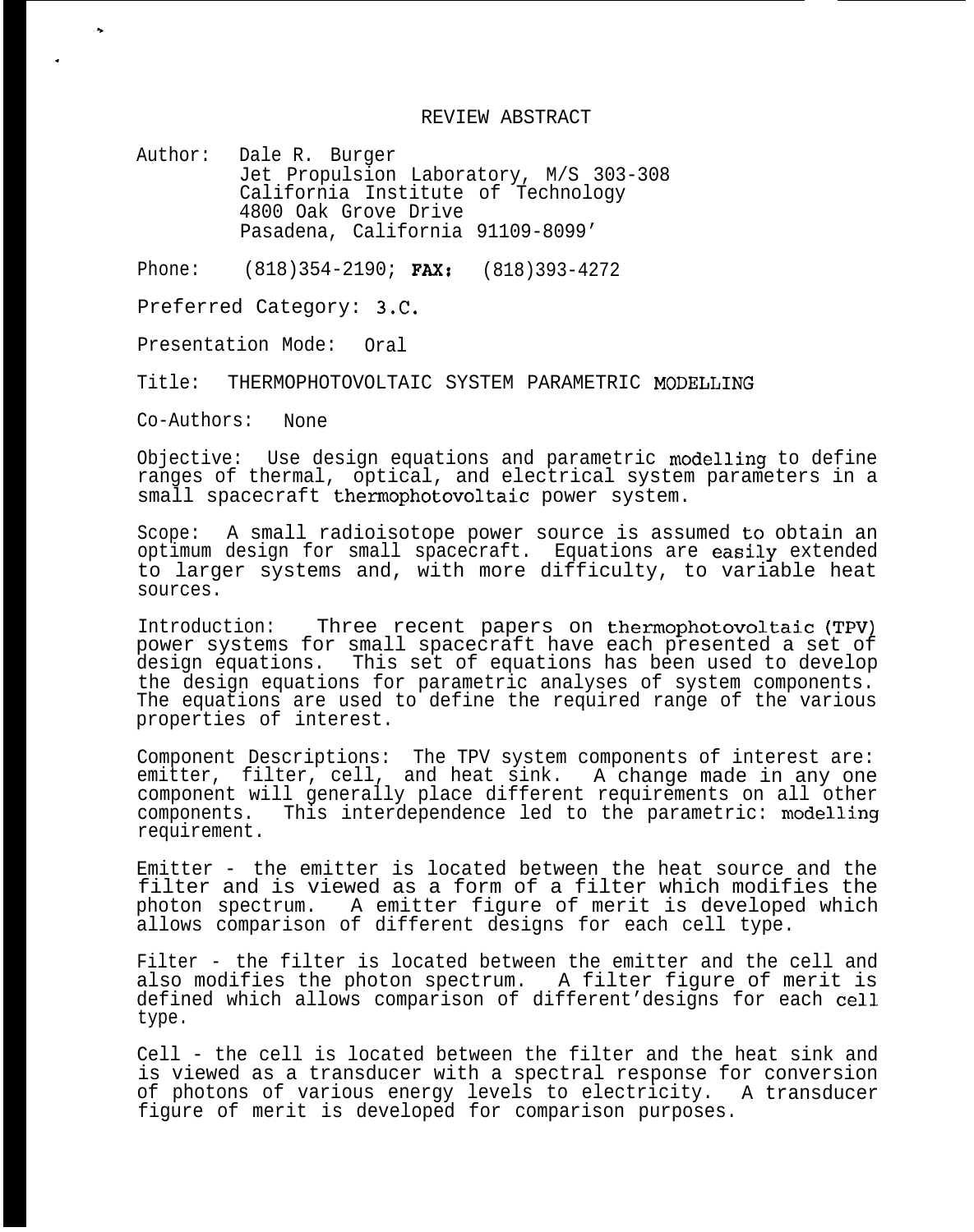# REVIEW ABSTRACT

Author: Dale R. Burger
Jet Propulsion Laboratory, M/S 303-308
California Institute of Technology
4800 Oak Grove Drive
Pasadena, California 91109-8099'

Phone: (818)354-2190; **FAX:** (818)393-4272

Preferred Category: 3.C.

Presentation Mode: Oral

Title: THERMOPHOTOVOLTAIC SYSTEM PARAMETRIC MODELLING

Co-Authors: None

Objective: Use design equations and parametric modelling to define ranges of thermal, optical, and electrical system parameters in a small spacecraft thermophotovoltaic power system.

Scope: A small radioisotope power source is assumed to obtain an optimum design for small spacecraft. Equations are easily extended to larger systems and, with more difficulty, to variable heat sources.

Introduction: Three recent papers on thermophotovoltaic (TPV) power systems for small spacecraft have each presented a set of design equations. This set of equations has been used to develop the design equations for parametric analyses of system components. The equations are used to define the required range of the various properties of interest.

Component Descriptions: The TPV system components of interest are: emitter, filter, cell, and heat sink. A change made in any one component will generally place different requirements on all other components. This interdependence led to the parametric: modelling requirement.

Emitter - the emitter is located between the heat source and the filter and is viewed as a form of a filter which modifies the photon spectrum. A emitter figure of merit is developed which allows comparison of different designs for each cell type.

Filter - the filter is located between the emitter and the cell and also modifies the photon spectrum. A filter figure of merit is defined which allows comparison of different'designs for each cell type.

Cell - the cell is located between the filter and the heat sink and is viewed as a transducer with a spectral response for conversion of photons of various energy levels to electricity. A transducer figure of merit is developed for comparison purposes.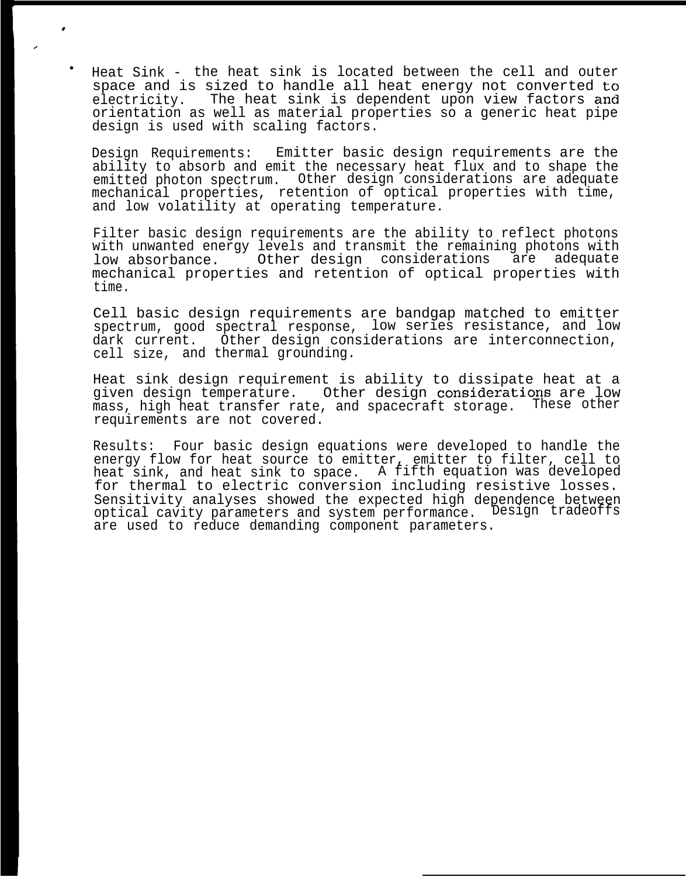- Heat Sink - the heat sink is located between the cell and outer space and is sized to handle all heat energy not converted to electricity. The heat sink is dependent upon view factors and orientation as well as material properties so a generic heat pipe design is used with scaling factors.

Design Requirements: Emitter basic design requirements are the ability to absorb and emit the necessary heat flux and to shape the emitted photon spectrum. Other design considerations are adequate mechanical properties, retention of optical properties with time, and low volatility at operating temperature.

Filter basic design requirements are the ability to reflect photons with unwanted energy levels and transmit the remaining photons with low absorbance. Other design considerations are adequate mechanical properties and retention of optical properties with time.

Cell basic design requirements are bandgap matched to emitter spectrum, good spectral response, low series resistance, and low dark current. Other design considerations are interconnection, cell size, and thermal grounding.

Heat sink design requirement is ability to dissipate heat at a given design temperature. Other design considerations are low mass, high heat transfer rate, and spacecraft storage. These other requirements are not covered.

Results: Four basic design equations were developed to handle the energy flow for heat source to emitter, emitter to filter, cell to heat sink, and heat sink to space. A fifth equation was developed for thermal to electric conversion including resistive losses. Sensitivity analyses showed the expected high dependence between optical cavity parameters and system performance. Design tradeoffs are used to reduce demanding component parameters.